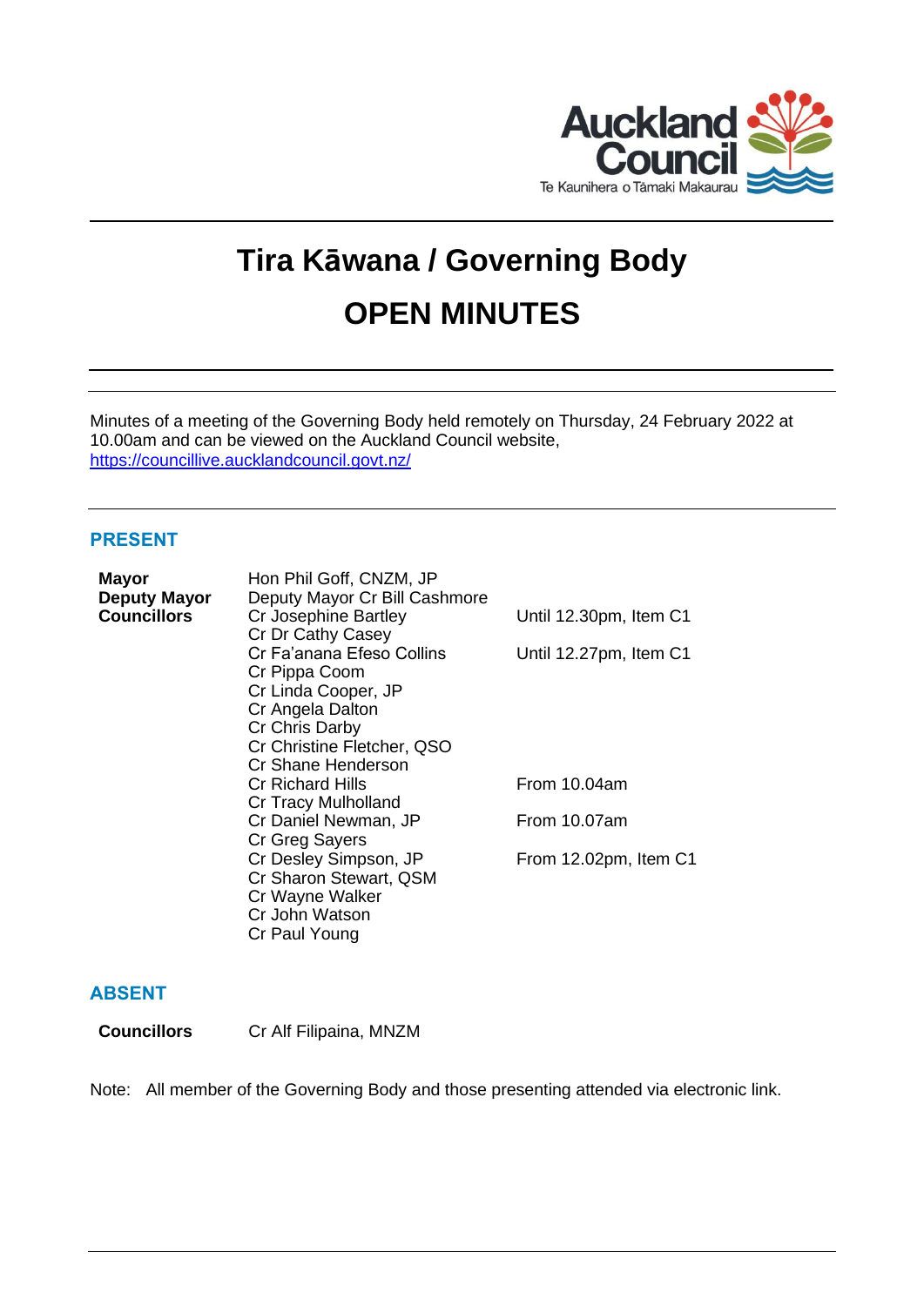# Tira Kāwana / Governing Body

# OPEN MINUTES

Minutes of a meeting of the Governing Body held remotely on Thursday, 24 February 2022 at 10.00am and can be viewed on the Auckland Council website, https://councillive.aucklandcouncil.govt.nz/

## PRESENT

| | | |
|---|---|---|
| **Mayor** | Hon Phil Goff, CNZM, JP | |
| **Deputy Mayor** | Deputy Mayor Cr Bill Cashmore | |
| **Councillors** | Cr Josephine Bartley | Until 12.30pm, Item C1 |
| | Cr Dr Cathy Casey | |
| | Cr Fa'anana Efeso Collins | Until 12.27pm, Item C1 |
| | Cr Pippa Coom | |
| | Cr Linda Cooper, JP | |
| | Cr Angela Dalton | |
| | Cr Chris Darby | |
| | Cr Christine Fletcher, QSO | |
| | Cr Shane Henderson | |
| | Cr Richard Hills | From 10.04am |
| | Cr Tracy Mulholland | |
| | Cr Daniel Newman, JP | From 10.07am |
| | Cr Greg Sayers | |
| | Cr Desley Simpson, JP | From 12.02pm, Item C1 |
| | Cr Sharon Stewart, QSM | |
| | Cr Wayne Walker | |
| | Cr John Watson | |
| | Cr Paul Young | |

## ABSENT

| | |
|---|---|
| **Councillors** | Cr Alf Filipaina, MNZM |

Note: All member of the Governing Body and those presenting attended via electronic link.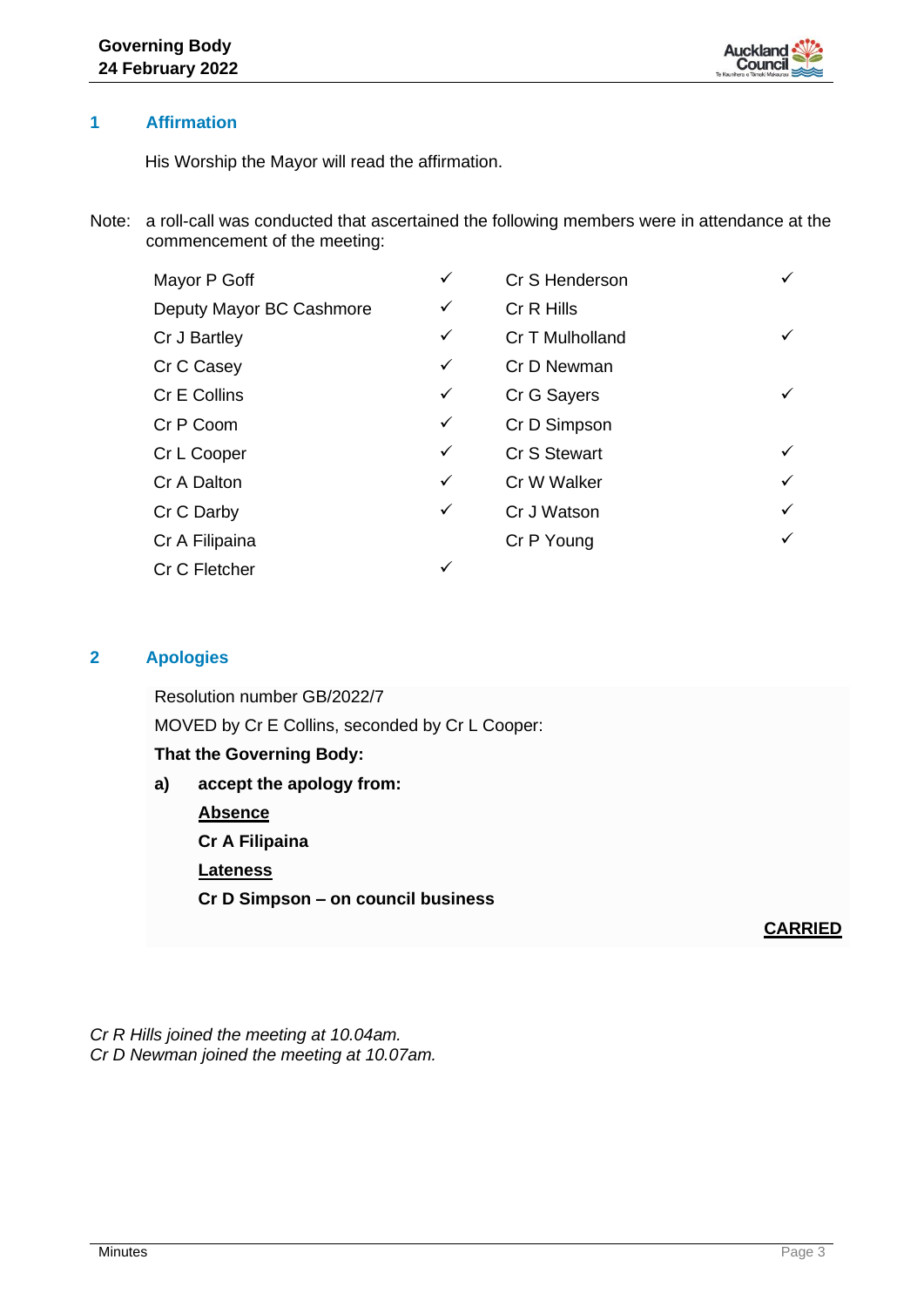## 1 Affirmation

His Worship the Mayor will read the affirmation.

Note: a roll-call was conducted that ascertained the following members were in attendance at the commencement of the meeting:

| | | | |
|---|---|---|---|
| Mayor P Goff | ✓ | Cr S Henderson | ✓ |
| Deputy Mayor BC Cashmore | ✓ | Cr R Hills | |
| Cr J Bartley | ✓ | Cr T Mulholland | ✓ |
| Cr C Casey | ✓ | Cr D Newman | |
| Cr E Collins | ✓ | Cr G Sayers | ✓ |
| Cr P Coom | ✓ | Cr D Simpson | |
| Cr L Cooper | ✓ | Cr S Stewart | ✓ |
| Cr A Dalton | ✓ | Cr W Walker | ✓ |
| Cr C Darby | ✓ | Cr J Watson | ✓ |
| Cr A Filipaina | | Cr P Young | ✓ |
| Cr C Fletcher | ✓ | | |

## 2 Apologies

Resolution number GB/2022/7

MOVED by Cr E Collins, seconded by Cr L Cooper:

**That the Governing Body:**

**a) accept the apology from:**

**Absence**

**Cr A Filipaina**

**Lateness**

**Cr D Simpson – on council business**

**CARRIED**

*Cr R Hills joined the meeting at 10.04am.*
*Cr D Newman joined the meeting at 10.07am.*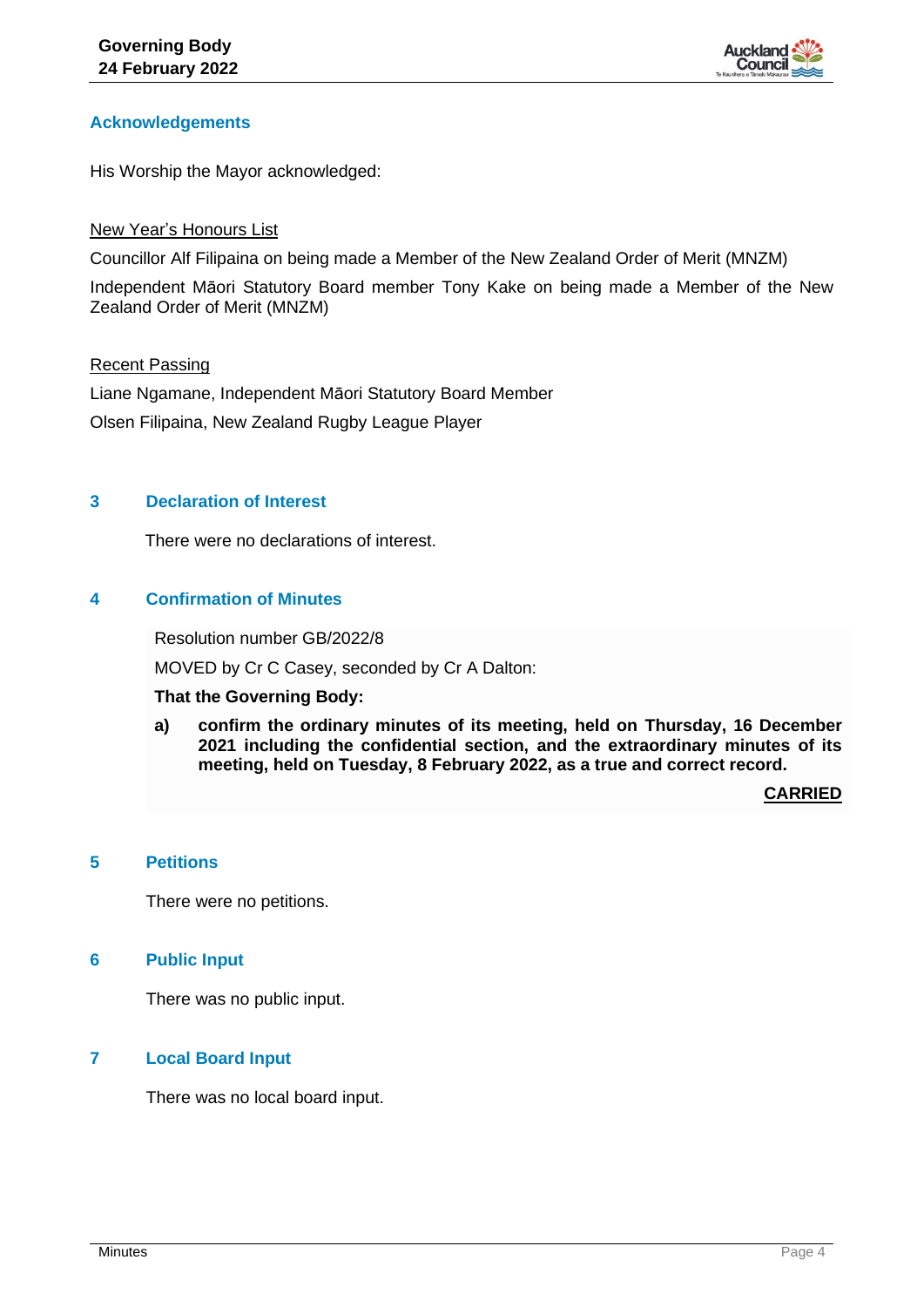## Acknowledgements

His Worship the Mayor acknowledged:

New Year's Honours List

Councillor Alf Filipaina on being made a Member of the New Zealand Order of Merit (MNZM)

Independent Māori Statutory Board member Tony Kake on being made a Member of the New Zealand Order of Merit (MNZM)

Recent Passing

Liane Ngamane, Independent Māori Statutory Board Member

Olsen Filipaina, New Zealand Rugby League Player

## 3 Declaration of Interest

There were no declarations of interest.

## 4 Confirmation of Minutes

Resolution number GB/2022/8

MOVED by Cr C Casey, seconded by Cr A Dalton:

**That the Governing Body:**

**a) confirm the ordinary minutes of its meeting, held on Thursday, 16 December 2021 including the confidential section, and the extraordinary minutes of its meeting, held on Tuesday, 8 February 2022, as a true and correct record.**

**CARRIED**

## 5 Petitions

There were no petitions.

## 6 Public Input

There was no public input.

## 7 Local Board Input

There was no local board input.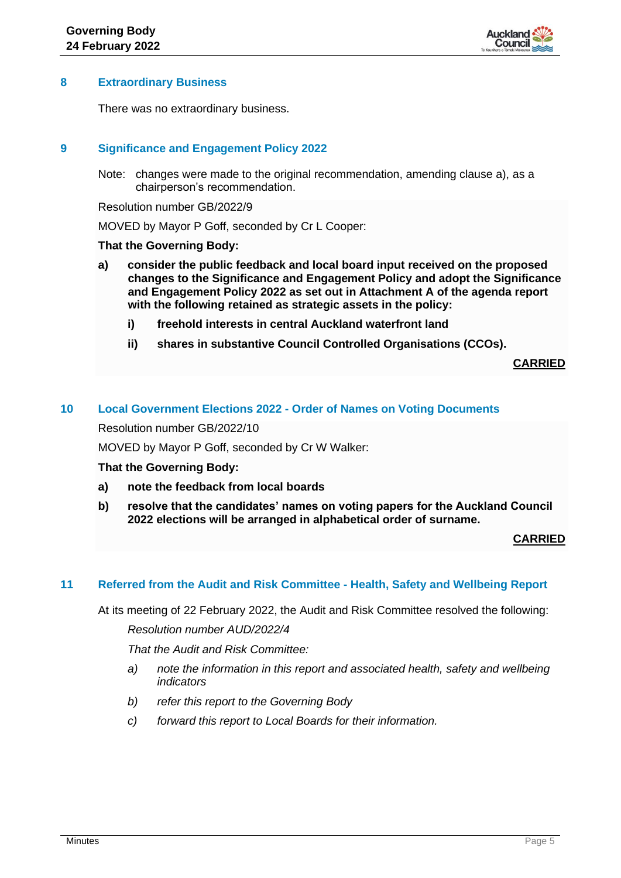## 8 Extraordinary Business

There was no extraordinary business.

## 9 Significance and Engagement Policy 2022

Note: changes were made to the original recommendation, amending clause a), as a chairperson's recommendation.

Resolution number GB/2022/9

MOVED by Mayor P Goff, seconded by Cr L Cooper:

**That the Governing Body:**

**a) consider the public feedback and local board input received on the proposed changes to the Significance and Engagement Policy and adopt the Significance and Engagement Policy 2022 as set out in Attachment A of the agenda report with the following retained as strategic assets in the policy:**

**i) freehold interests in central Auckland waterfront land**

**ii) shares in substantive Council Controlled Organisations (CCOs).**

**CARRIED**

## 10 Local Government Elections 2022 - Order of Names on Voting Documents

Resolution number GB/2022/10

MOVED by Mayor P Goff, seconded by Cr W Walker:

**That the Governing Body:**

**a) note the feedback from local boards**

**b) resolve that the candidates' names on voting papers for the Auckland Council 2022 elections will be arranged in alphabetical order of surname.**

**CARRIED**

## 11 Referred from the Audit and Risk Committee - Health, Safety and Wellbeing Report

At its meeting of 22 February 2022, the Audit and Risk Committee resolved the following:

*Resolution number AUD/2022/4*

*That the Audit and Risk Committee:*

*a) note the information in this report and associated health, safety and wellbeing indicators*

*b) refer this report to the Governing Body*

*c) forward this report to Local Boards for their information.*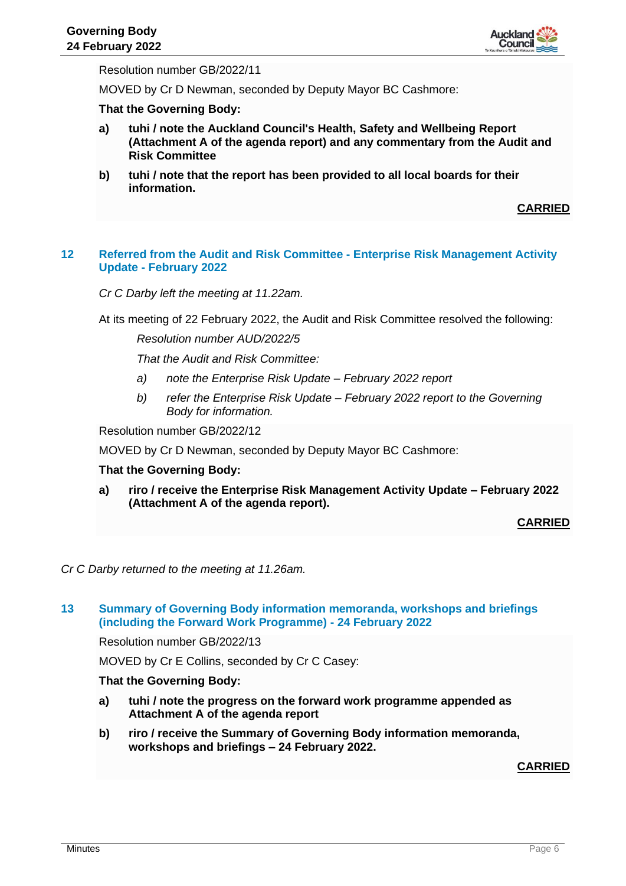Resolution number GB/2022/11

MOVED by Cr D Newman, seconded by Deputy Mayor BC Cashmore:

**That the Governing Body:**

**a) tuhi / note the Auckland Council's Health, Safety and Wellbeing Report (Attachment A of the agenda report) and any commentary from the Audit and Risk Committee**

**b) tuhi / note that the report has been provided to all local boards for their information.**

**CARRIED**

## 12 Referred from the Audit and Risk Committee - Enterprise Risk Management Activity Update - February 2022

*Cr C Darby left the meeting at 11.22am.*

At its meeting of 22 February 2022, the Audit and Risk Committee resolved the following:

> *Resolution number AUD/2022/5*
>
> *That the Audit and Risk Committee:*
>
> *a) note the Enterprise Risk Update – February 2022 report*
>
> *b) refer the Enterprise Risk Update – February 2022 report to the Governing Body for information.*

Resolution number GB/2022/12

MOVED by Cr D Newman, seconded by Deputy Mayor BC Cashmore:

**That the Governing Body:**

**a) riro / receive the Enterprise Risk Management Activity Update – February 2022 (Attachment A of the agenda report).**

**CARRIED**

*Cr C Darby returned to the meeting at 11.26am.*

## 13 Summary of Governing Body information memoranda, workshops and briefings (including the Forward Work Programme) - 24 February 2022

Resolution number GB/2022/13

MOVED by Cr E Collins, seconded by Cr C Casey:

**That the Governing Body:**

**a) tuhi / note the progress on the forward work programme appended as Attachment A of the agenda report**

**b) riro / receive the Summary of Governing Body information memoranda, workshops and briefings – 24 February 2022.**

**CARRIED**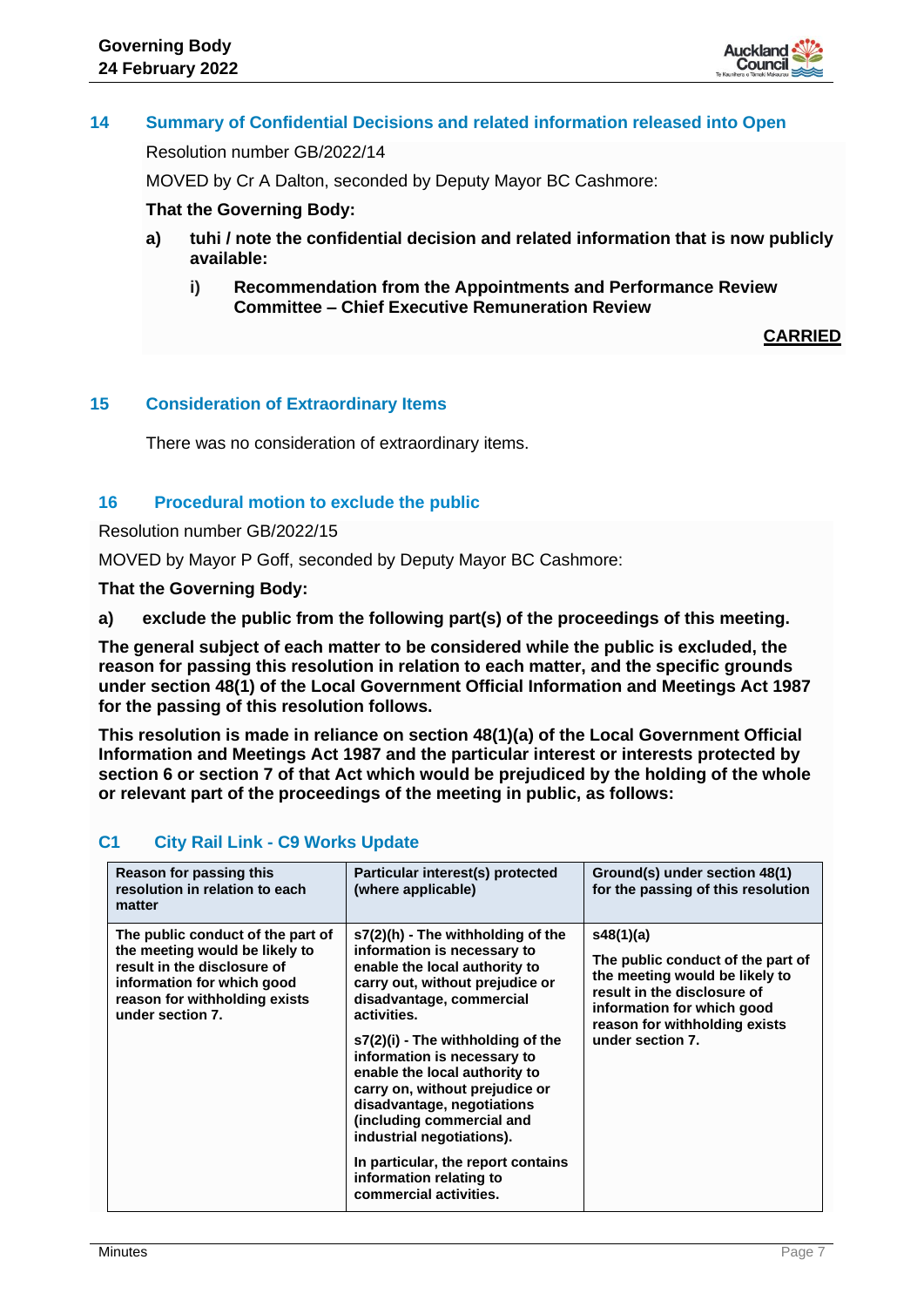## 14 Summary of Confidential Decisions and related information released into Open

Resolution number GB/2022/14

MOVED by Cr A Dalton, seconded by Deputy Mayor BC Cashmore:

**That the Governing Body:**

**a) tuhi / note the confidential decision and related information that is now publicly available:**

**i) Recommendation from the Appointments and Performance Review Committee – Chief Executive Remuneration Review**

**CARRIED**

## 15 Consideration of Extraordinary Items

There was no consideration of extraordinary items.

## 16 Procedural motion to exclude the public

Resolution number GB/2022/15

MOVED by Mayor P Goff, seconded by Deputy Mayor BC Cashmore:

**That the Governing Body:**

**a) exclude the public from the following part(s) of the proceedings of this meeting.**

**The general subject of each matter to be considered while the public is excluded, the reason for passing this resolution in relation to each matter, and the specific grounds under section 48(1) of the Local Government Official Information and Meetings Act 1987 for the passing of this resolution follows.**

**This resolution is made in reliance on section 48(1)(a) of the Local Government Official Information and Meetings Act 1987 and the particular interest or interests protected by section 6 or section 7 of that Act which would be prejudiced by the holding of the whole or relevant part of the proceedings of the meeting in public, as follows:**

### C1 City Rail Link - C9 Works Update

| Reason for passing this resolution in relation to each matter | Particular interest(s) protected (where applicable) | Ground(s) under section 48(1) for the passing of this resolution |
|---|---|---|
| The public conduct of the part of the meeting would be likely to result in the disclosure of information for which good reason for withholding exists under section 7. | s7(2)(h) - The withholding of the information is necessary to enable the local authority to carry out, without prejudice or disadvantage, commercial activities.<br><br>s7(2)(i) - The withholding of the information is necessary to enable the local authority to carry on, without prejudice or disadvantage, negotiations (including commercial and industrial negotiations).<br><br>In particular, the report contains information relating to commercial activities. | s48(1)(a)<br><br>The public conduct of the part of the meeting would be likely to result in the disclosure of information for which good reason for withholding exists under section 7. |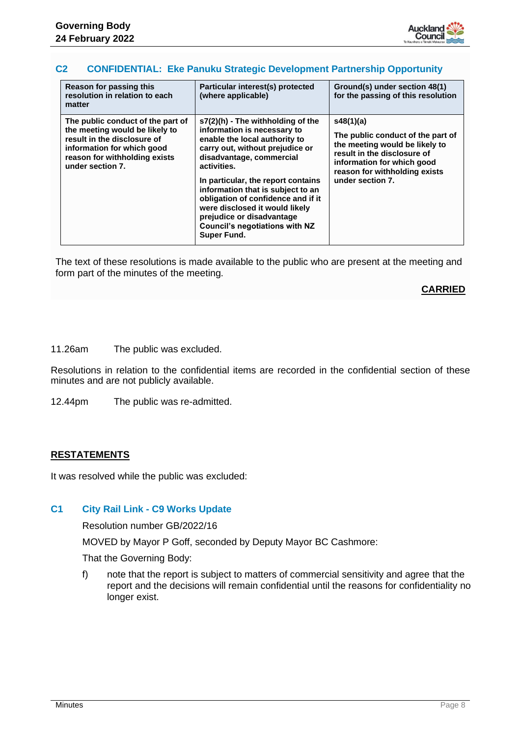### C2 CONFIDENTIAL: Eke Panuku Strategic Development Partnership Opportunity

| Reason for passing this resolution in relation to each matter | Particular interest(s) protected (where applicable) | Ground(s) under section 48(1) for the passing of this resolution |
|---|---|---|
| The public conduct of the part of the meeting would be likely to result in the disclosure of information for which good reason for withholding exists under section 7. | s7(2)(h) - The withholding of the information is necessary to enable the local authority to carry out, without prejudice or disadvantage, commercial activities.<br><br>In particular, the report contains information that is subject to an obligation of confidence and if it were disclosed it would likely prejudice or disadvantage Council's negotiations with NZ Super Fund. | s48(1)(a)<br><br>The public conduct of the part of the meeting would be likely to result in the disclosure of information for which good reason for withholding exists under section 7. |

The text of these resolutions is made available to the public who are present at the meeting and form part of the minutes of the meeting.

**CARRIED**

11.26am The public was excluded.

Resolutions in relation to the confidential items are recorded in the confidential section of these minutes and are not publicly available.

12.44pm The public was re-admitted.

**RESTATEMENTS**

It was resolved while the public was excluded:

### C1 City Rail Link - C9 Works Update

Resolution number GB/2022/16

MOVED by Mayor P Goff, seconded by Deputy Mayor BC Cashmore:

That the Governing Body:

f) note that the report is subject to matters of commercial sensitivity and agree that the report and the decisions will remain confidential until the reasons for confidentiality no longer exist.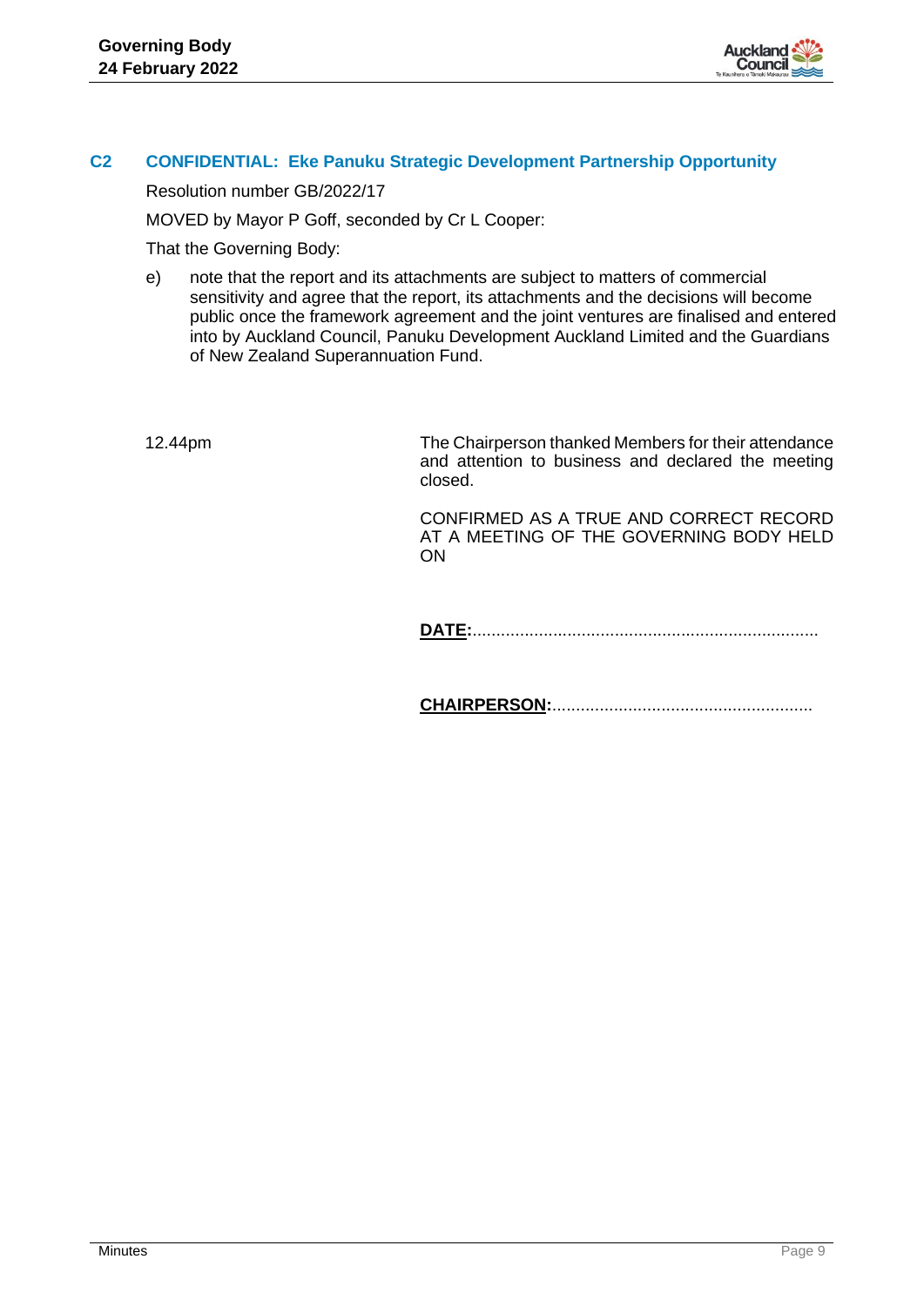## C2 CONFIDENTIAL: Eke Panuku Strategic Development Partnership Opportunity

Resolution number GB/2022/17

MOVED by Mayor P Goff, seconded by Cr L Cooper:

That the Governing Body:

e) note that the report and its attachments are subject to matters of commercial sensitivity and agree that the report, its attachments and the decisions will become public once the framework agreement and the joint ventures are finalised and entered into by Auckland Council, Panuku Development Auckland Limited and the Guardians of New Zealand Superannuation Fund.

12.44pm

The Chairperson thanked Members for their attendance and attention to business and declared the meeting closed.

CONFIRMED AS A TRUE AND CORRECT RECORD AT A MEETING OF THE GOVERNING BODY HELD ON

**DATE:**.........................................................................

**CHAIRPERSON:**.......................................................